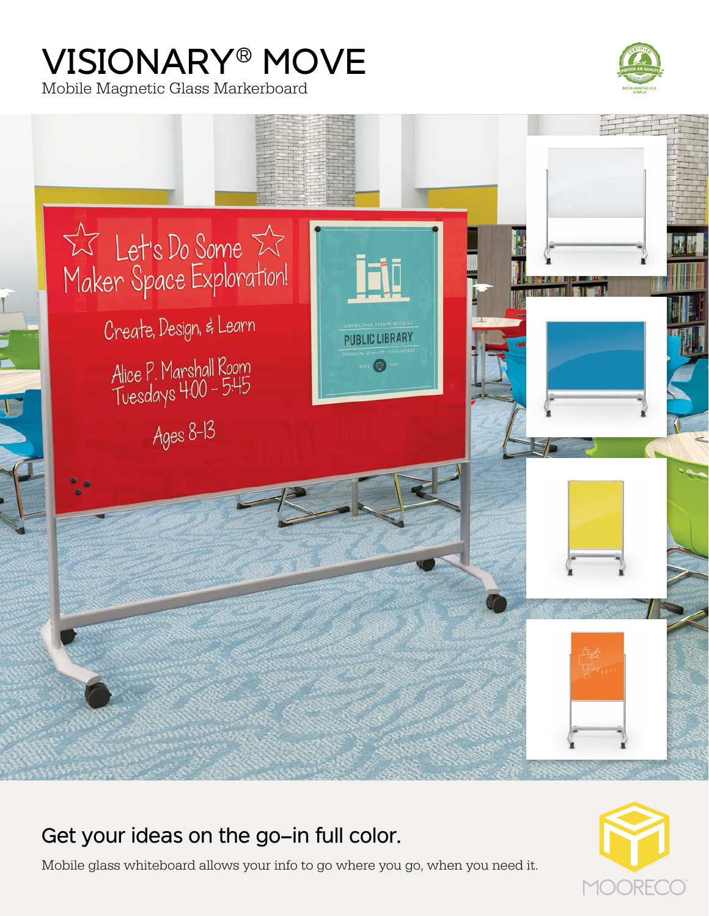# VISIONARY® MOVE

Mobile Magnetic Glass Markerboard

## Get your ideas on the go–in full color.

Mobile glass whiteboard allows your info to go where you go, when you need it.

MOORECO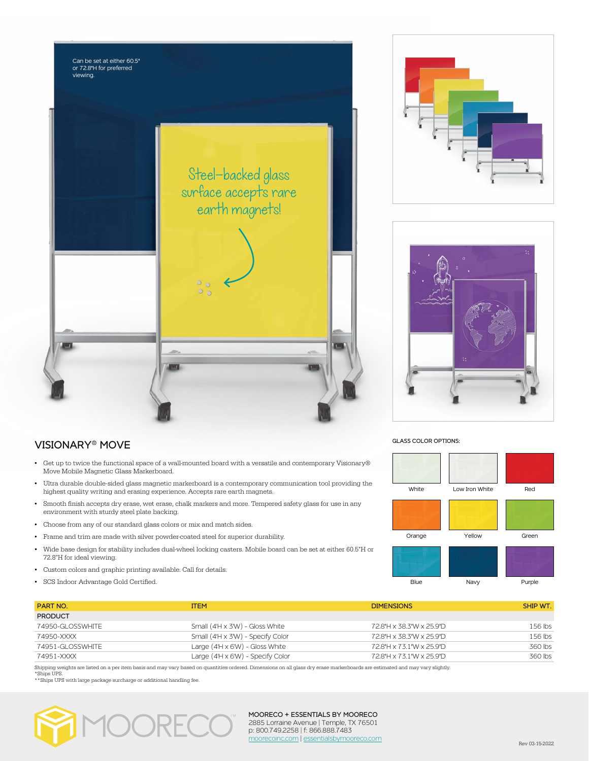Can be set at either 60.5" or 72.8"H for preferred viewing.

Steel-backed glass surface accepts rare earth magnets!

## VISIONARY® MOVE

- Get up to twice the functional space of a wall-mounted board with a versatile and contemporary Visionary® Move Mobile Magnetic Glass Markerboard.
- Ultra durable double-sided glass magnetic markerboard is a contemporary communication tool providing the highest quality writing and erasing experience. Accepts rare earth magnets.
- Smooth finish accepts dry erase, wet erase, chalk markers and more. Tempered safety glass for use in any environment with sturdy steel plate backing.
- Choose from any of our standard glass colors or mix and match sides.
- Frame and trim are made with silver powder-coated steel for superior durability.
- Wide base design for stability includes dual-wheel locking casters. Mobile board can be set at either 60.5"H or 72.8"H for ideal viewing.
- Custom colors and graphic printing available. Call for details.
- SCS Indoor Advantage Gold Certified.

GLASS COLOR OPTIONS:

White | Low Iron White | Red
Orange | Yellow | Green
Blue | Navy | Purple

| PART NO. | ITEM | DIMENSIONS | SHIP WT. |
|---|---|---|---|
| PRODUCT | | | |
| 74950-GLOSSWHITE | Small (4'H x 3'W) - Gloss White | 72.8"H x 38.3"W x 25.9"D | 156 lbs |
| 74950-XXXX | Small (4'H x 3'W) - Specify Color | 72.8"H x 38.3"W x 25.9"D | 156 lbs |
| 74951-GLOSSWHITE | Large (4'H x 6'W) - Gloss White | 72.8"H x 73.1"W x 25.9"D | 360 lbs |
| 74951-XXXX | Large (4'H x 6'W) - Specify Color | 72.8"H x 73.1"W x 25.9"D | 360 lbs |

Shipping weights are listed on a per item basis and may vary based on quantities ordered. Dimensions on all glass dry erase markerboards are estimated and may vary slightly.
*Ships UPS.
**Ships UPS with large package surcharge or additional handling fee.

MOORECO™

MOORECO + ESSENTIALS BY MOORECO
2885 Lorraine Avenue | Temple, TX 76501
p: 800.749.2258 | f: 866.888.7483
moorecoinc.com | essentialsbymooreco.com

Rev 03-15-2022